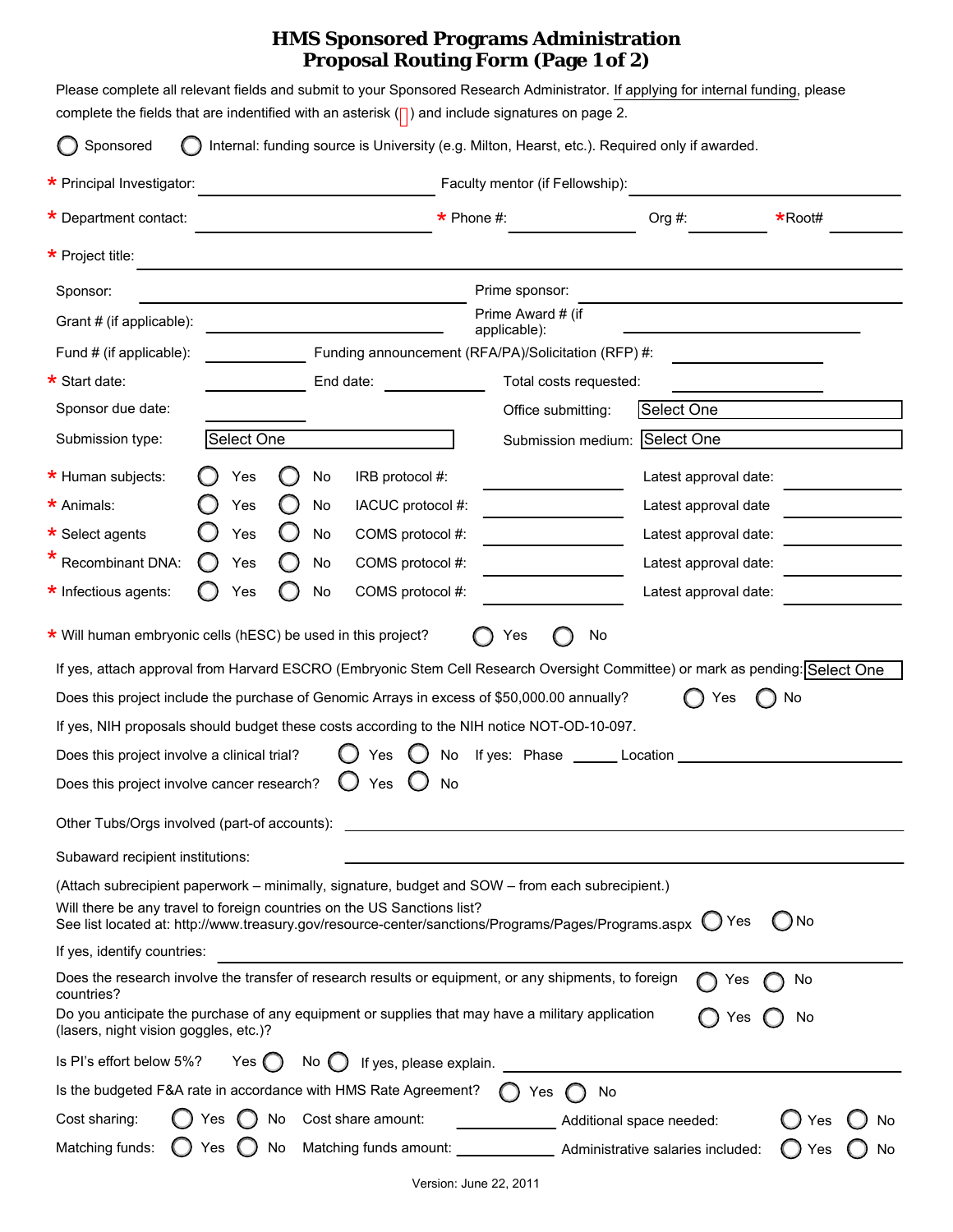# HMS Sponsored Programs Administration
## Proposal Routing Form (Page 1 of 2)

Please complete all relevant fields and submit to your Sponsored Research Administrator. If applying for internal funding, please complete the fields that are indentified with an asterisk (*) and include signatures on page 2.

◯ Sponsored ◯ Internal: funding source is University (e.g. Milton, Hearst, etc.). Required only if awarded.

* Principal Investigator: ____________ Faculty mentor (if Fellowship): ____________

* Department contact: ____________ * Phone #: ____________ Org #: ____________ *Root# ____________

* Project title: ____________

Sponsor: ____________ Prime sponsor: ____________

Grant # (if applicable): ____________ Prime Award # (if applicable): ____________

Fund # (if applicable): ____________ Funding announcement (RFA/PA)/Solicitation (RFP) #: ____________

* Start date: ____________ End date: ____________ Total costs requested: ____________

Sponsor due date: ____________ Office submitting: Select One

Submission type: Select One Submission medium: Select One

| | | | | |
|---|---|---|---|---|
| * Human subjects: | ◯ Yes ◯ No | IRB protocol #: ____________ | Latest approval date: ____________ |
| * Animals: | ◯ Yes ◯ No | IACUC protocol #: ____________ | Latest approval date ____________ |
| * Select agents | ◯ Yes ◯ No | COMS protocol #: ____________ | Latest approval date: ____________ |
| * Recombinant DNA: | ◯ Yes ◯ No | COMS protocol #: ____________ | Latest approval date: ____________ |
| * Infectious agents: | ◯ Yes ◯ No | COMS protocol #: ____________ | Latest approval date: ____________ |

* Will human embryonic cells (hESC) be used in this project? ◯ Yes ◯ No

If yes, attach approval from Harvard ESCRO (Embryonic Stem Cell Research Oversight Committee) or mark as pending: Select One

Does this project include the purchase of Genomic Arrays in excess of $50,000.00 annually? ◯ Yes ◯ No

If yes, NIH proposals should budget these costs according to the NIH notice NOT-OD-10-097.

Does this project involve a clinical trial? ◯ Yes ◯ No If yes: Phase ______ Location ____________

Does this project involve cancer research? ◯ Yes ◯ No

Other Tubs/Orgs involved (part-of accounts): ____________

Subaward recipient institutions: ____________

(Attach subrecipient paperwork – minimally, signature, budget and SOW – from each subrecipient.)

Will there be any travel to foreign countries on the US Sanctions list?
See list located at: http://www.treasury.gov/resource-center/sanctions/Programs/Pages/Programs.aspx ◯ Yes ◯ No

If yes, identify countries: ____________

Does the research involve the transfer of research results or equipment, or any shipments, to foreign countries? ◯ Yes ◯ No

Do you anticipate the purchase of any equipment or supplies that may have a military application (lasers, night vision goggles, etc.)? ◯ Yes ◯ No

Is PI's effort below 5%? Yes ◯ No ◯ If yes, please explain. ____________

Is the budgeted F&A rate in accordance with HMS Rate Agreement? ◯ Yes ◯ No

Cost sharing: ◯ Yes ◯ No Cost share amount: ____________ Additional space needed: ◯ Yes ◯ No

Matching funds: ◯ Yes ◯ No Matching funds amount: ____________ Administrative salaries included: ◯ Yes ◯ No

Version: June 22, 2011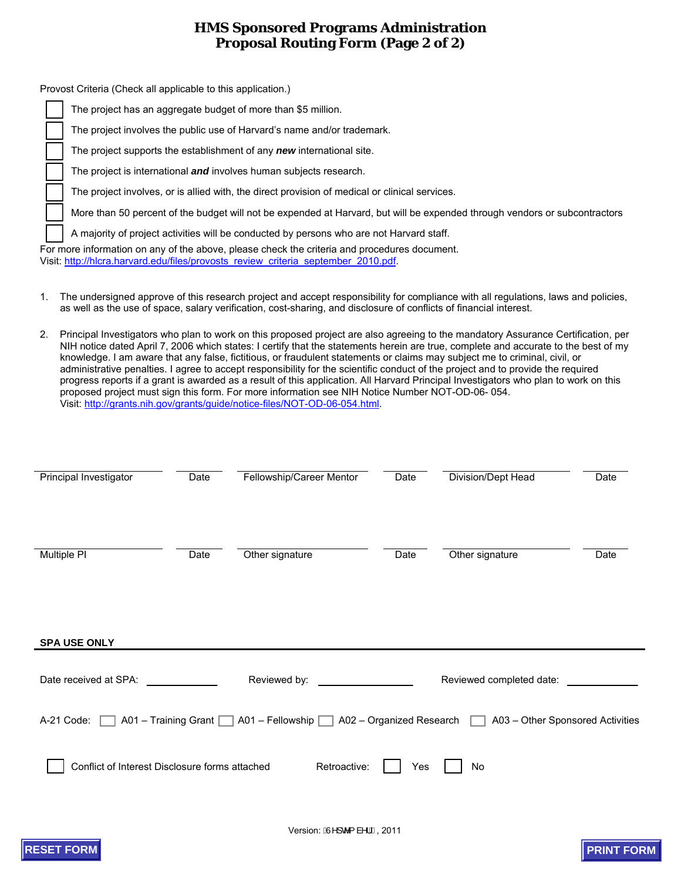# HMS Sponsored Programs Administration
# Proposal Routing Form (Page 2 of 2)

Provost Criteria (Check all applicable to this application.)

- ☐ The project has an aggregate budget of more than $5 million.
- ☐ The project involves the public use of Harvard's name and/or trademark.
- ☐ The project supports the establishment of any ***new*** international site.
- ☐ The project is international ***and*** involves human subjects research.
- ☐ The project involves, or is allied with, the direct provision of medical or clinical services.
- ☐ More than 50 percent of the budget will not be expended at Harvard, but will be expended through vendors or subcontractors
- ☐ A majority of project activities will be conducted by persons who are not Harvard staff.

For more information on any of the above, please check the criteria and procedures document.
Visit: http://hlcra.harvard.edu/files/provosts_review_criteria_september_2010.pdf.

1. The undersigned approve of this research project and accept responsibility for compliance with all regulations, laws and policies, as well as the use of space, salary verification, cost-sharing, and disclosure of conflicts of financial interest.

2. Principal Investigators who plan to work on this proposed project are also agreeing to the mandatory Assurance Certification, per NIH notice dated April 7, 2006 which states: I certify that the statements herein are true, complete and accurate to the best of my knowledge. I am aware that any false, fictitious, or fraudulent statements or claims may subject me to criminal, civil, or administrative penalties. I agree to accept responsibility for the scientific conduct of the project and to provide the required progress reports if a grant is awarded as a result of this application. All Harvard Principal Investigators who plan to work on this proposed project must sign this form. For more information see NIH Notice Number NOT-OD-06- 054.
Visit: http://grants.nih.gov/grants/guide/notice-files/NOT-OD-06-054.html.

| | | | | | |
|---|---|---|---|---|---|
| Principal Investigator | Date | Fellowship/Career Mentor | Date | Division/Dept Head | Date |
| Multiple PI | Date | Other signature | Date | Other signature | Date |

**SPA USE ONLY**

Date received at SPA: ____________ Reviewed by: ________________ Reviewed completed date: ____________

A-21 Code: ☐ A01 – Training Grant ☐ A01 – Fellowship ☐ A02 – Organized Research ☐ A03 – Other Sponsored Activities

☐ Conflict of Interest Disclosure forms attached Retroactive: ☐ Yes ☐ No

Version: September, 2011

RESET FORM PRINT FORM